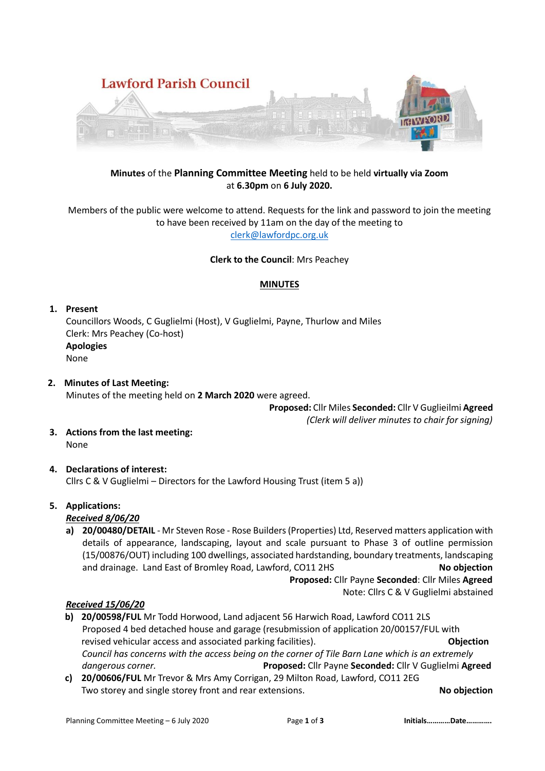# Lawford Parish Council

**Minutes** of the **Planning Committee Meeting** held to be held **virtually via Zoom** at **6.30pm** on **6 July 2020.**

Members of the public were welcome to attend. Requests for the link and password to join the meeting to have been received by 11am on the day of the meeting to clerk@lawfordpc.org.uk

**Clerk to the Council**: Mrs Peachey

**MINUTES**

1. **Present**
   Councillors Woods, C Guglielmi (Host), V Guglielmi, Payne, Thurlow and Miles
   Clerk: Mrs Peachey (Co-host)
   **Apologies**
   None

2. **Minutes of Last Meeting:**
   Minutes of the meeting held on **2 March 2020** were agreed.
   **Proposed:** Cllr Miles **Seconded:** Cllr V Guglieilmi **Agreed**
   *(Clerk will deliver minutes to chair for signing)*

3. **Actions from the last meeting:**
   None

4. **Declarations of interest:**
   Cllrs C & V Guglielmi – Directors for the Lawford Housing Trust (item 5 a))

5. **Applications:**

   ***Received 8/06/20***

   a) **20/00480/DETAIL** - Mr Steven Rose - Rose Builders (Properties) Ltd, Reserved matters application with details of appearance, landscaping, layout and scale pursuant to Phase 3 of outline permission (15/00876/OUT) including 100 dwellings, associated hardstanding, boundary treatments, landscaping and drainage. Land East of Bromley Road, Lawford, CO11 2HS **No objection**
   **Proposed:** Cllr Payne **Seconded**: Cllr Miles **Agreed**
   Note: Cllrs C & V Guglielmi abstained

   ***Received 15/06/20***

   b) **20/00598/FUL** Mr Todd Horwood, Land adjacent 56 Harwich Road, Lawford CO11 2LS
   Proposed 4 bed detached house and garage (resubmission of application 20/00157/FUL with revised vehicular access and associated parking facilities). **Objection**
   *Council has concerns with the access being on the corner of Tile Barn Lane which is an extremely dangerous corner.* **Proposed:** Cllr Payne **Seconded:** Cllr V Guglielmi **Agreed**

   c) **20/00606/FUL** Mr Trevor & Mrs Amy Corrigan, 29 Milton Road, Lawford, CO11 2EG
   Two storey and single storey front and rear extensions. **No objection**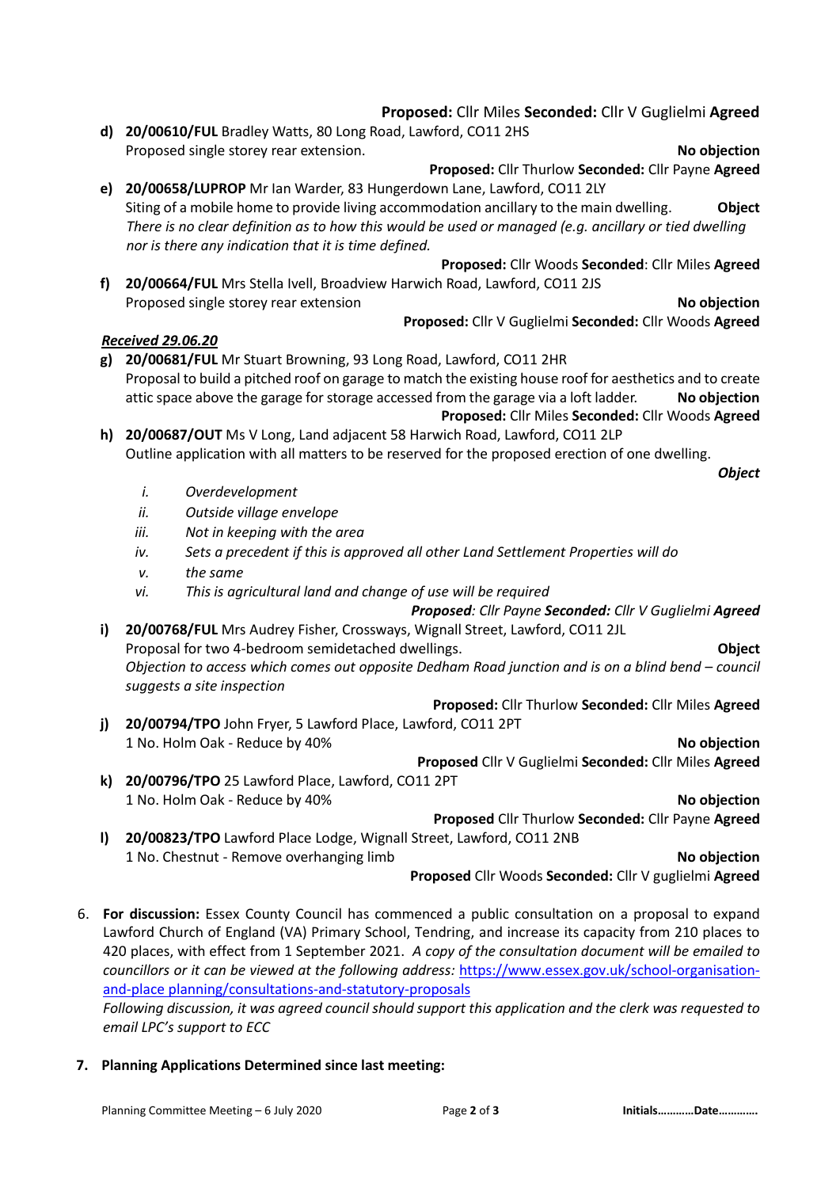**Proposed:** Cllr Miles **Seconded:** Cllr V Guglielmi **Agreed**

**d) 20/00610/FUL** Bradley Watts, 80 Long Road, Lawford, CO11 2HS
Proposed single storey rear extension. **No objection**
**Proposed:** Cllr Thurlow **Seconded:** Cllr Payne **Agreed**

**e) 20/00658/LUPROP** Mr Ian Warder, 83 Hungerdown Lane, Lawford, CO11 2LY
Siting of a mobile home to provide living accommodation ancillary to the main dwelling. **Object**
*There is no clear definition as to how this would be used or managed (e.g. ancillary or tied dwelling nor is there any indication that it is time defined.*
**Proposed:** Cllr Woods **Seconded**: Cllr Miles **Agreed**

**f) 20/00664/FUL** Mrs Stella Ivell, Broadview Harwich Road, Lawford, CO11 2JS
Proposed single storey rear extension **No objection**
**Proposed:** Cllr V Guglielmi **Seconded:** Cllr Woods **Agreed**

***Received 29.06.20***

**g) 20/00681/FUL** Mr Stuart Browning, 93 Long Road, Lawford, CO11 2HR
Proposal to build a pitched roof on garage to match the existing house roof for aesthetics and to create attic space above the garage for storage accessed from the garage via a loft ladder. **No objection**
**Proposed:** Cllr Miles **Seconded:** Cllr Woods **Agreed**

**h) 20/00687/OUT** Ms V Long, Land adjacent 58 Harwich Road, Lawford, CO11 2LP
Outline application with all matters to be reserved for the proposed erection of one dwelling.
***Object***

i. *Overdevelopment*
ii. *Outside village envelope*
iii. *Not in keeping with the area*
iv. *Sets a precedent if this is approved all other Land Settlement Properties will do*
v. *the same*
vi. *This is agricultural land and change of use will be required*

***Proposed**: Cllr Payne **Seconded:** Cllr V Guglielmi **Agreed***

**i) 20/00768/FUL** Mrs Audrey Fisher, Crossways, Wignall Street, Lawford, CO11 2JL
Proposal for two 4-bedroom semidetached dwellings. **Object**
*Objection to access which comes out opposite Dedham Road junction and is on a blind bend – council suggests a site inspection*
**Proposed:** Cllr Thurlow **Seconded:** Cllr Miles **Agreed**

**j) 20/00794/TPO** John Fryer, 5 Lawford Place, Lawford, CO11 2PT
1 No. Holm Oak - Reduce by 40% **No objection**
**Proposed** Cllr V Guglielmi **Seconded:** Cllr Miles **Agreed**

**k) 20/00796/TPO** 25 Lawford Place, Lawford, CO11 2PT
1 No. Holm Oak - Reduce by 40% **No objection**
**Proposed** Cllr Thurlow **Seconded:** Cllr Payne **Agreed**

**l) 20/00823/TPO** Lawford Place Lodge, Wignall Street, Lawford, CO11 2NB
1 No. Chestnut - Remove overhanging limb **No objection**
**Proposed** Cllr Woods **Seconded:** Cllr V guglielmi **Agreed**

6. **For discussion:** Essex County Council has commenced a public consultation on a proposal to expand Lawford Church of England (VA) Primary School, Tendring, and increase its capacity from 210 places to 420 places, with effect from 1 September 2021. *A copy of the consultation document will be emailed to councillors or it can be viewed at the following address:* https://www.essex.gov.uk/school-organisation-and-place planning/consultations-and-statutory-proposals
*Following discussion, it was agreed council should support this application and the clerk was requested to email LPC's support to ECC*

7. **Planning Applications Determined since last meeting:**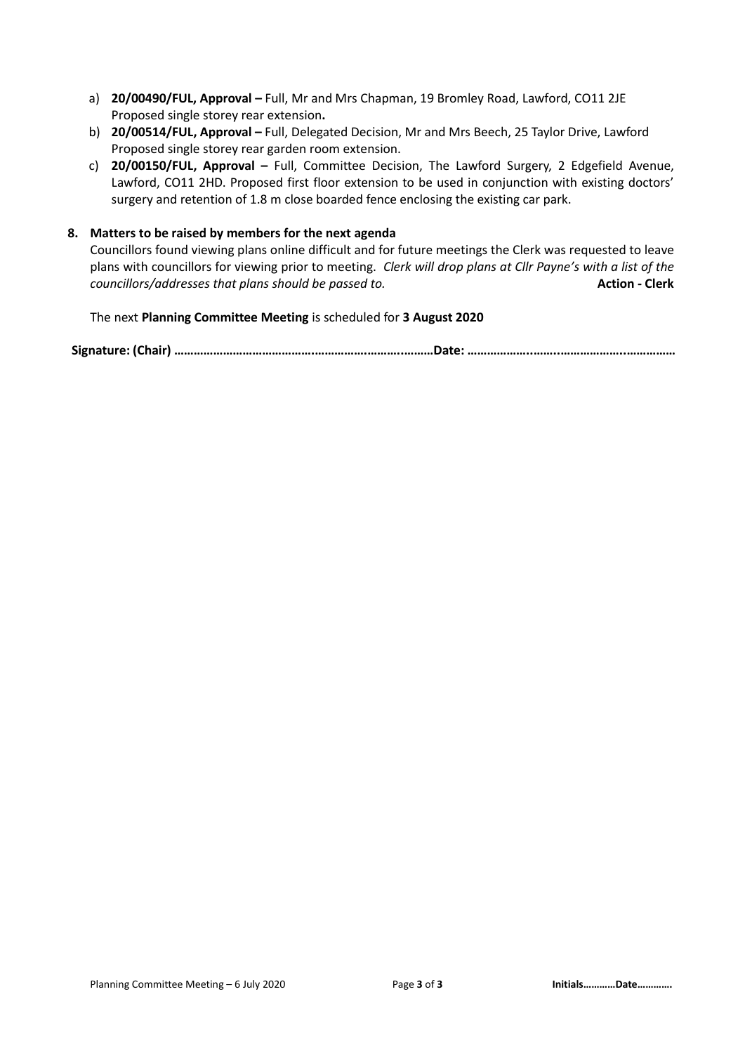a) **20/00490/FUL, Approval –** Full, Mr and Mrs Chapman, 19 Bromley Road, Lawford, CO11 2JE Proposed single storey rear extension**.**
b) **20/00514/FUL, Approval –** Full, Delegated Decision, Mr and Mrs Beech, 25 Taylor Drive, Lawford Proposed single storey rear garden room extension.
c) **20/00150/FUL, Approval –** Full, Committee Decision, The Lawford Surgery, 2 Edgefield Avenue, Lawford, CO11 2HD. Proposed first floor extension to be used in conjunction with existing doctors' surgery and retention of 1.8 m close boarded fence enclosing the existing car park.

**8. Matters to be raised by members for the next agenda**

Councillors found viewing plans online difficult and for future meetings the Clerk was requested to leave plans with councillors for viewing prior to meeting. *Clerk will drop plans at Cllr Payne's with a list of the councillors/addresses that plans should be passed to.* **Action - Clerk**

The next **Planning Committee Meeting** is scheduled for **3 August 2020**

**Signature: (Chair) …………………………………………………………………………Date: ………………………………………………………**